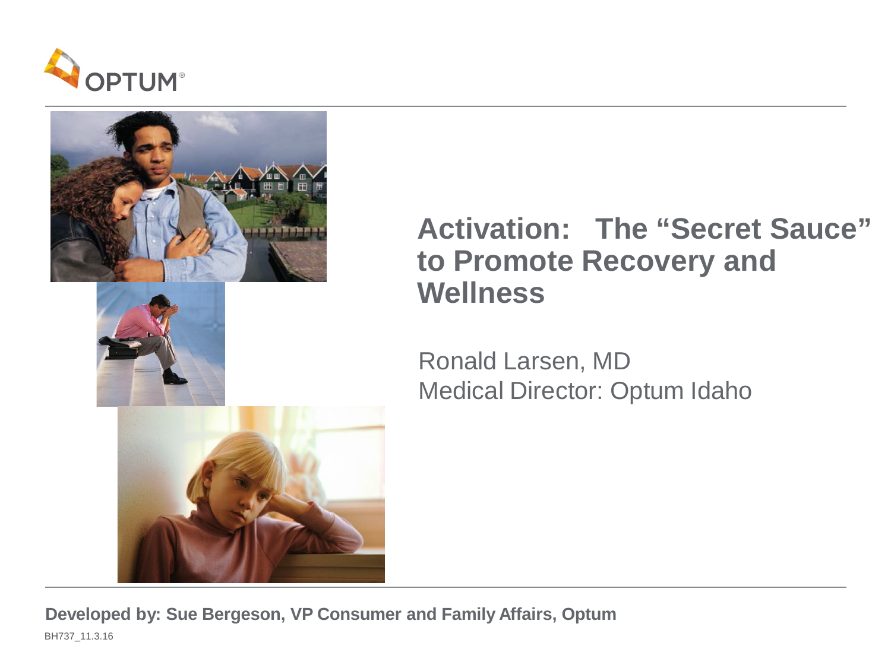# Activation: The "Secret Sauce" to Promote Recovery and Wellness

Ronald Larsen, MD
Medical Director: Optum Idaho

**Developed by: Sue Bergeson, VP Consumer and Family Affairs, Optum**

BH737_11.3.16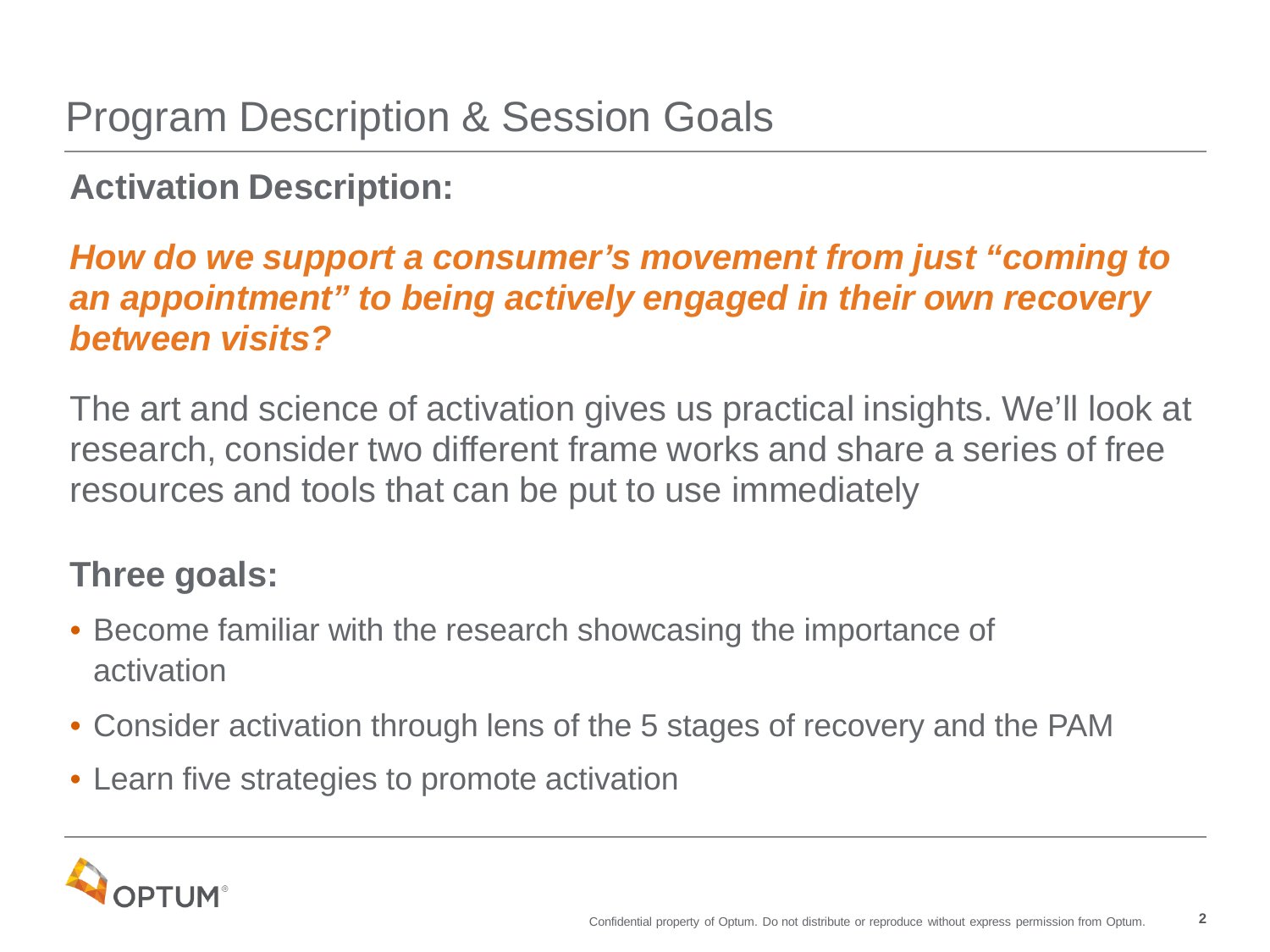# Program Description & Session Goals

**Activation Description:**

***How do we support a consumer's movement from just "coming to an appointment" to being actively engaged in their own recovery between visits?***

The art and science of activation gives us practical insights. We'll look at research, consider two different frame works and share a series of free resources and tools that can be put to use immediately

**Three goals:**

- Become familiar with the research showcasing the importance of activation
- Consider activation through lens of the 5 stages of recovery and the PAM
- Learn five strategies to promote activation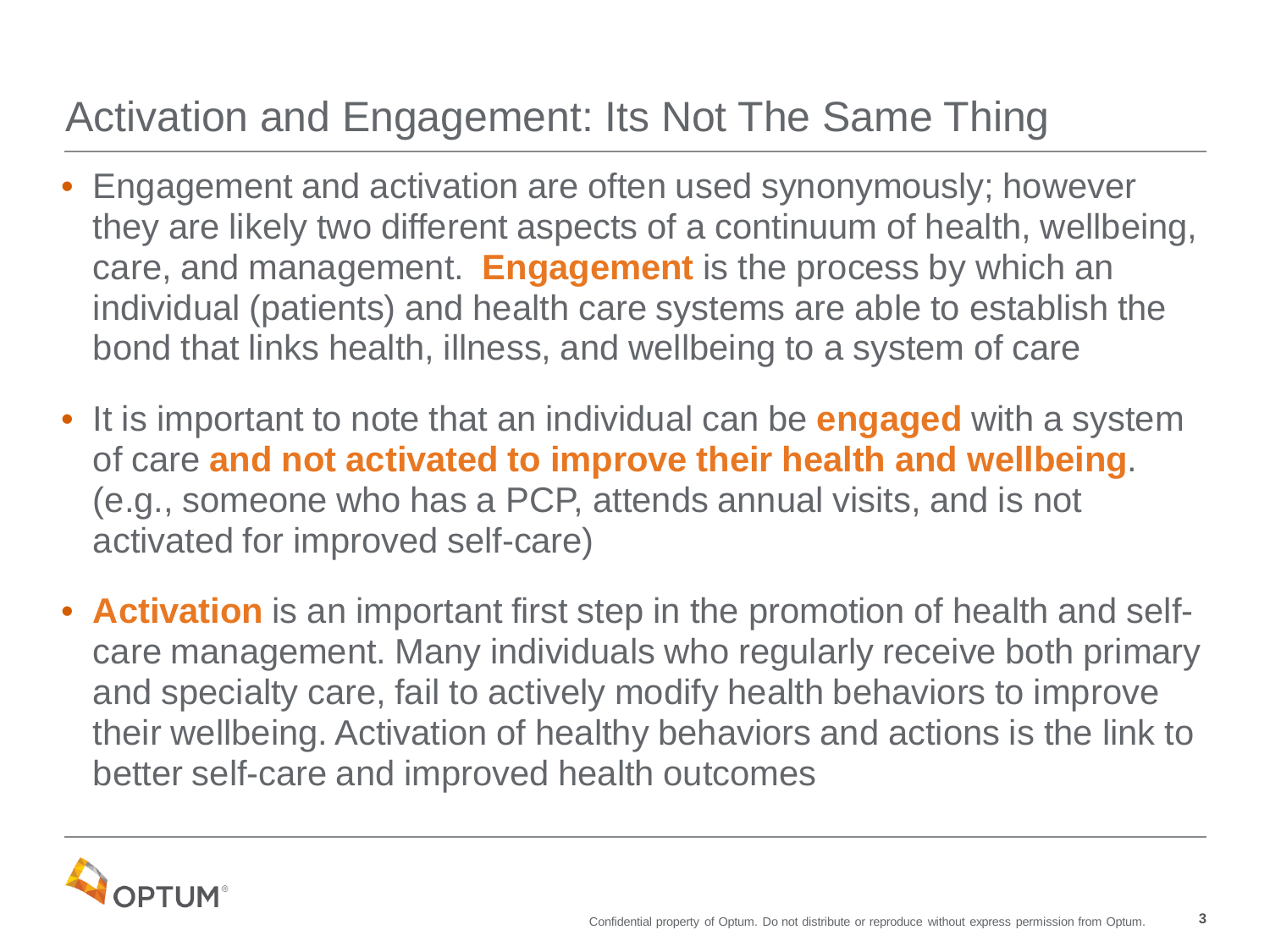# Activation and Engagement: Its Not The Same Thing

- Engagement and activation are often used synonymously; however they are likely two different aspects of a continuum of health, wellbeing, care, and management. **Engagement** is the process by which an individual (patients) and health care systems are able to establish the bond that links health, illness, and wellbeing to a system of care
- It is important to note that an individual can be **engaged** with a system of care **and not activated to improve their health and wellbeing**. (e.g., someone who has a PCP, attends annual visits, and is not activated for improved self-care)
- **Activation** is an important first step in the promotion of health and self-care management. Many individuals who regularly receive both primary and specialty care, fail to actively modify health behaviors to improve their wellbeing. Activation of healthy behaviors and actions is the link to better self-care and improved health outcomes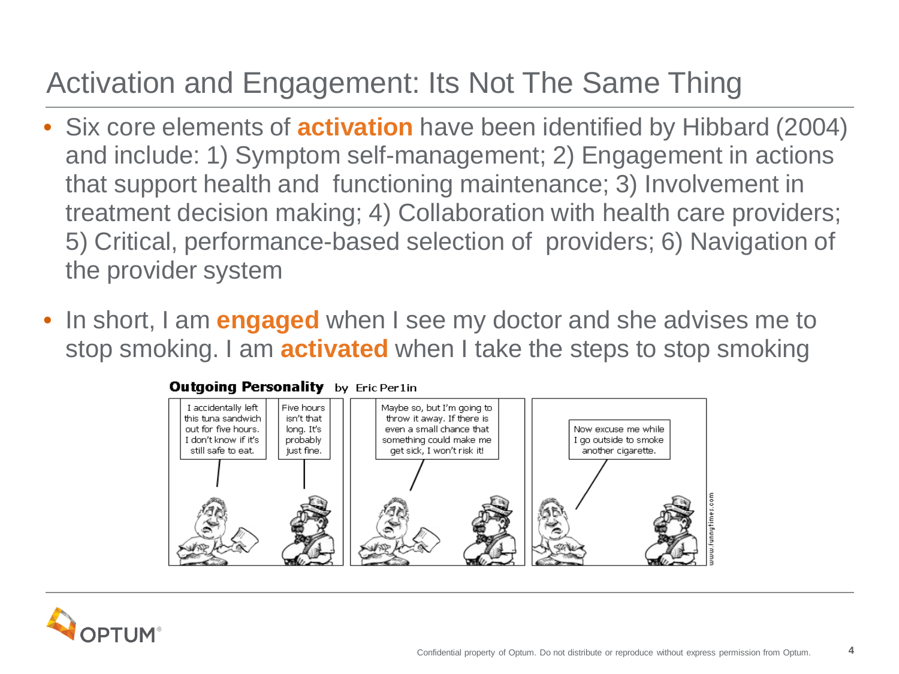# Activation and Engagement: Its Not The Same Thing

- Six core elements of **activation** have been identified by Hibbard (2004) and include: 1) Symptom self-management; 2) Engagement in actions that support health and functioning maintenance; 3) Involvement in treatment decision making; 4) Collaboration with health care providers; 5) Critical, performance-based selection of providers; 6) Navigation of the provider system
- In short, I am **engaged** when I see my doctor and she advises me to stop smoking. I am **activated** when I take the steps to stop smoking

**Outgoing Personality** by Eric Per1in

I accidentally left this tuna sandwich out for five hours. I don't know if it's still safe to eat.

Five hours isn't that long. It's probably just fine.

Maybe so, but I'm going to throw it away. If there is even a small chance that something could make me get sick, I won't risk it!

Now excuse me while I go outside to smoke another cigarette.

www.funnytimes.com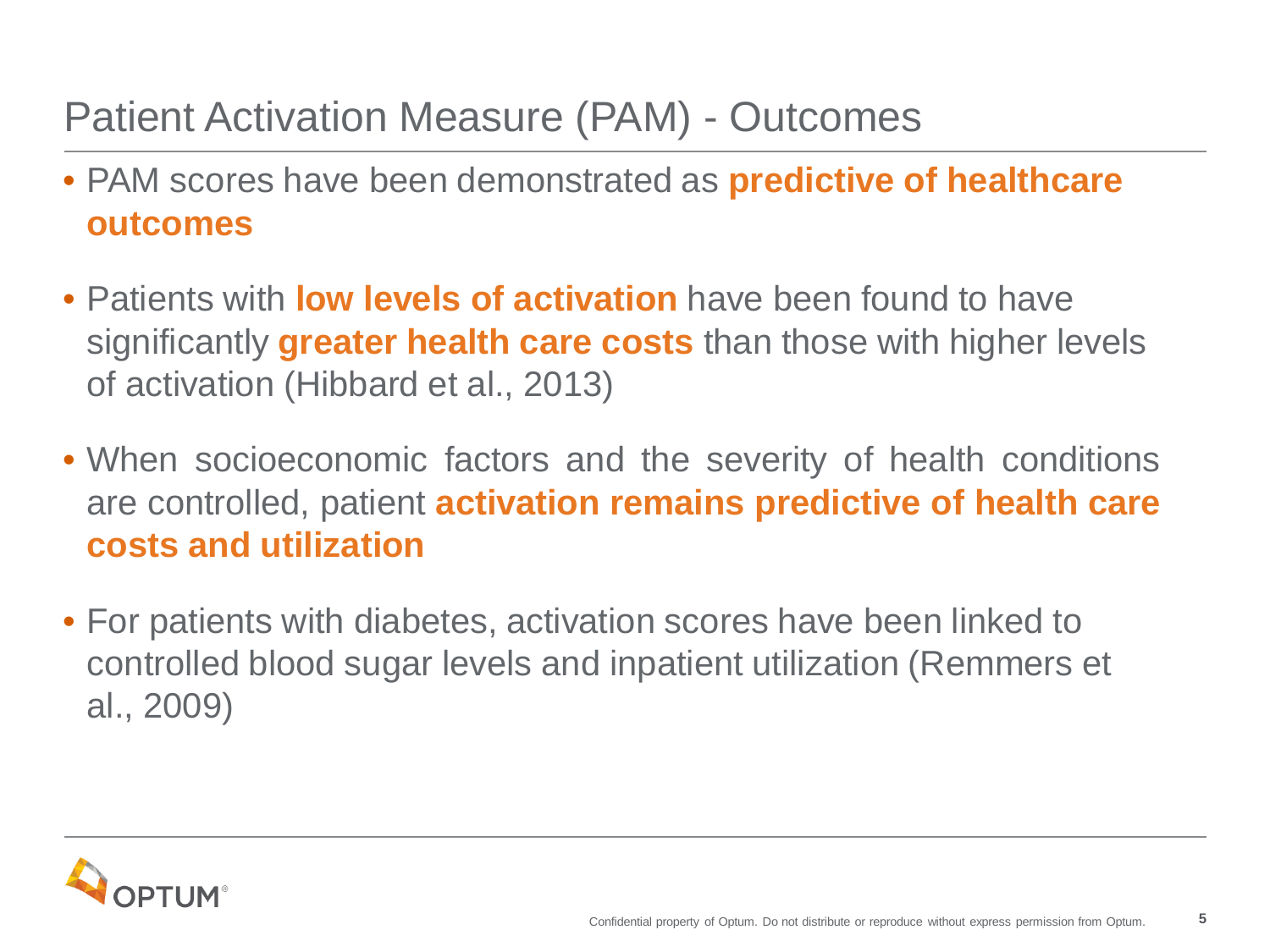# Patient Activation Measure (PAM) - Outcomes

- PAM scores have been demonstrated as **predictive of healthcare outcomes**
- Patients with **low levels of activation** have been found to have significantly **greater health care costs** than those with higher levels of activation (Hibbard et al., 2013)
- When socioeconomic factors and the severity of health conditions are controlled, patient **activation remains predictive of health care costs and utilization**
- For patients with diabetes, activation scores have been linked to controlled blood sugar levels and inpatient utilization (Remmers et al., 2009)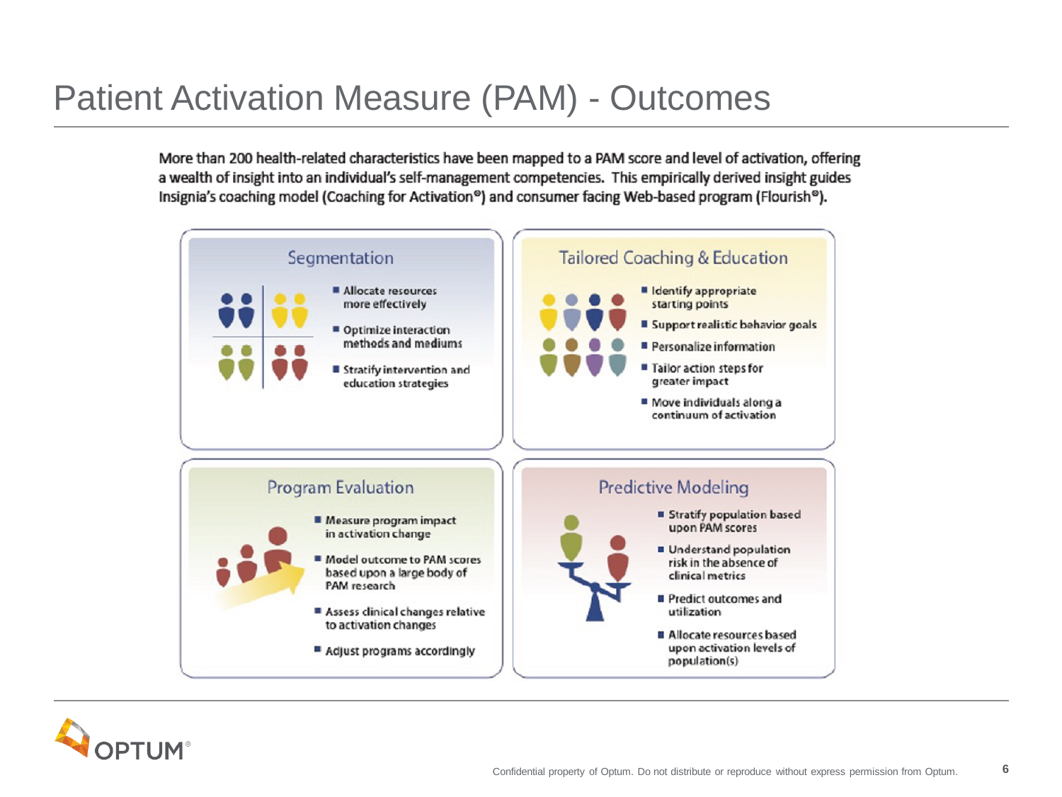# Patient Activation Measure (PAM) - Outcomes

More than 200 health-related characteristics have been mapped to a PAM score and level of activation, offering a wealth of insight into an individual's self-management competencies. This empirically derived insight guides Insignia's coaching model (Coaching for Activation®) and consumer facing Web-based program (Flourish®).

## Segmentation

- Allocate resources more effectively
- Optimize interaction methods and mediums
- Stratify intervention and education strategies

## Tailored Coaching & Education

- Identify appropriate starting points
- Support realistic behavior goals
- Personalize information
- Tailor action steps for greater impact
- Move individuals along a continuum of activation

## Program Evaluation

- Measure program impact in activation change
- Model outcome to PAM scores based upon a large body of PAM research
- Assess clinical changes relative to activation changes
- Adjust programs accordingly

## Predictive Modeling

- Stratify population based upon PAM scores
- Understand population risk in the absence of clinical metrics
- Predict outcomes and utilization
- Allocate resources based upon activation levels of population(s)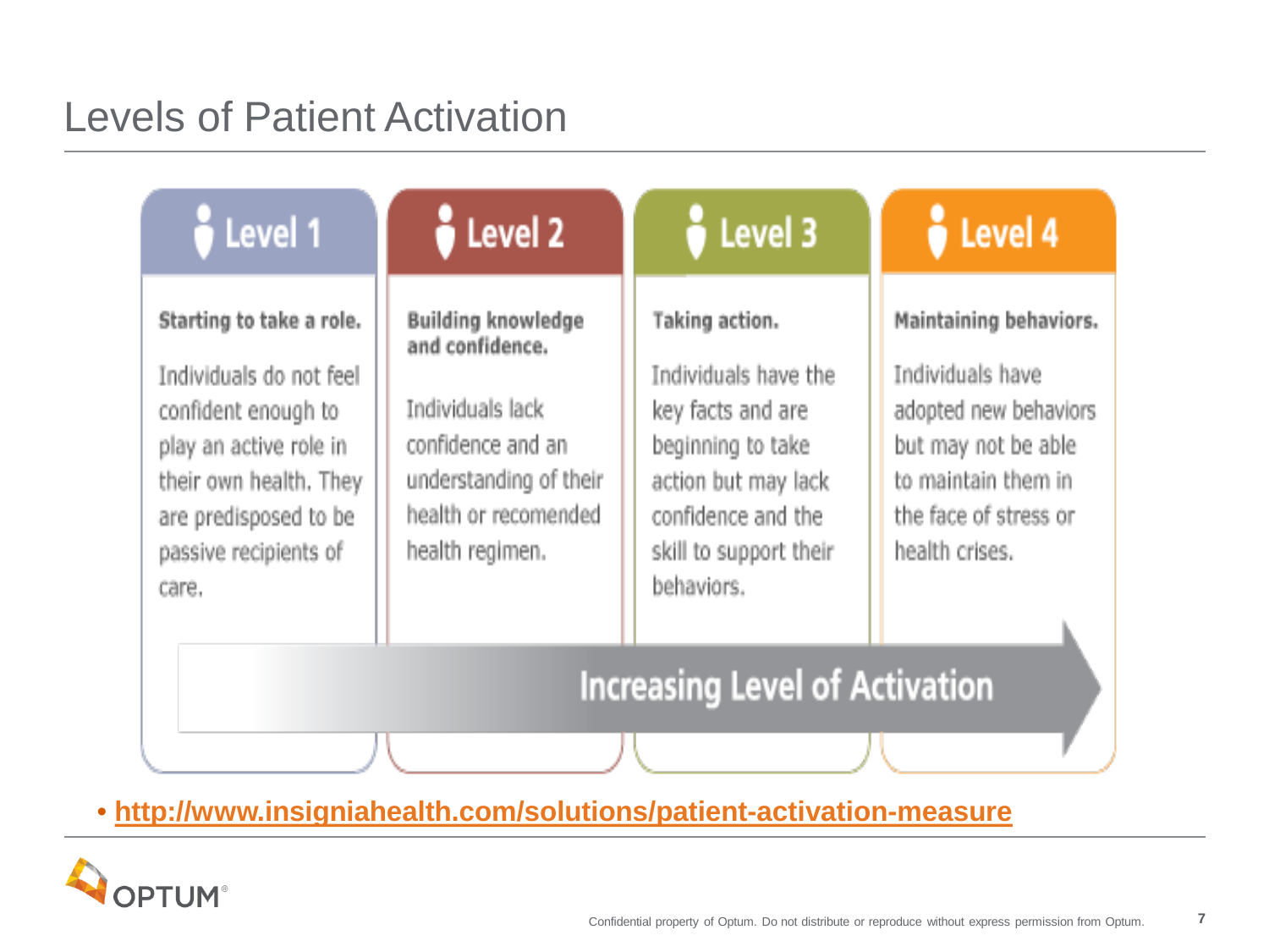# Levels of Patient Activation

| Level 1 | Level 2 | Level 3 | Level 4 |
|---|---|---|---|
| **Starting to take a role.** | **Building knowledge and confidence.** | **Taking action.** | **Maintaining behaviors.** |
| Individuals do not feel confident enough to play an active role in their own health. They are predisposed to be passive recipients of care. | Individuals lack confidence and an understanding of their health or recomended health regimen. | Individuals have the key facts and are beginning to take action but may lack confidence and the skill to support their behaviors. | Individuals have adopted new behaviors but may not be able to maintain them in the face of stress or health crises. |

Increasing Level of Activation →

- http://www.insigniahealth.com/solutions/patient-activation-measure

Confidential property of Optum. Do not distribute or reproduce without express permission from Optum.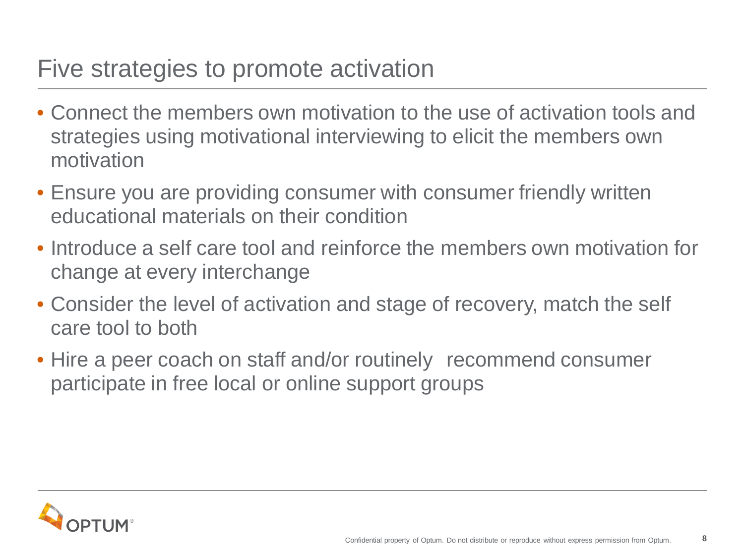# Five strategies to promote activation

- Connect the members own motivation to the use of activation tools and strategies using motivational interviewing to elicit the members own motivation
- Ensure you are providing consumer with consumer friendly written educational materials on their condition
- Introduce a self care tool and reinforce the members own motivation for change at every interchange
- Consider the level of activation and stage of recovery, match the self care tool to both
- Hire a peer coach on staff and/or routinely recommend consumer participate in free local or online support groups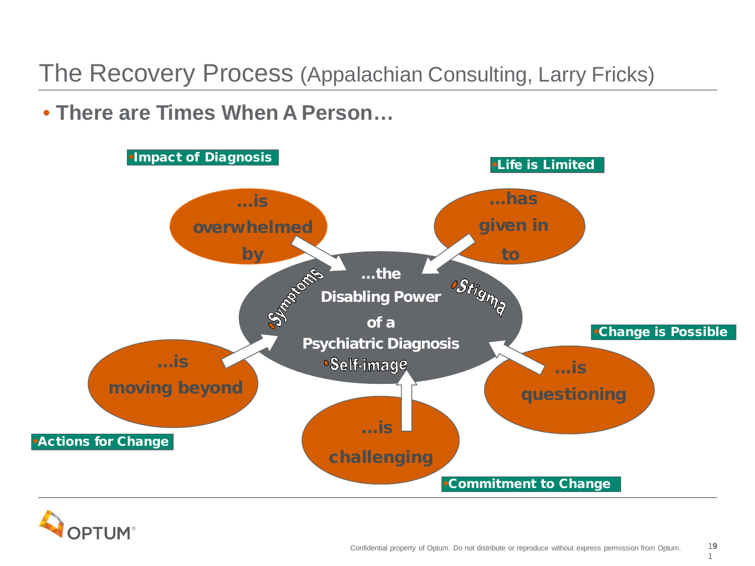# The Recovery Process (Appalachian Consulting, Larry Fricks)

- **There are Times When A Person…**

**Impact of Diagnosis**

…is overwhelmed by

**Life is Limited**

…has given in to

…the Disabling Power of a Psychiatric Diagnosis

- Symptoms
- Stigma
- Self-image

**Change is Possible**

…is questioning

…is moving beyond

**Actions for Change**

…is challenging

**Commitment to Change**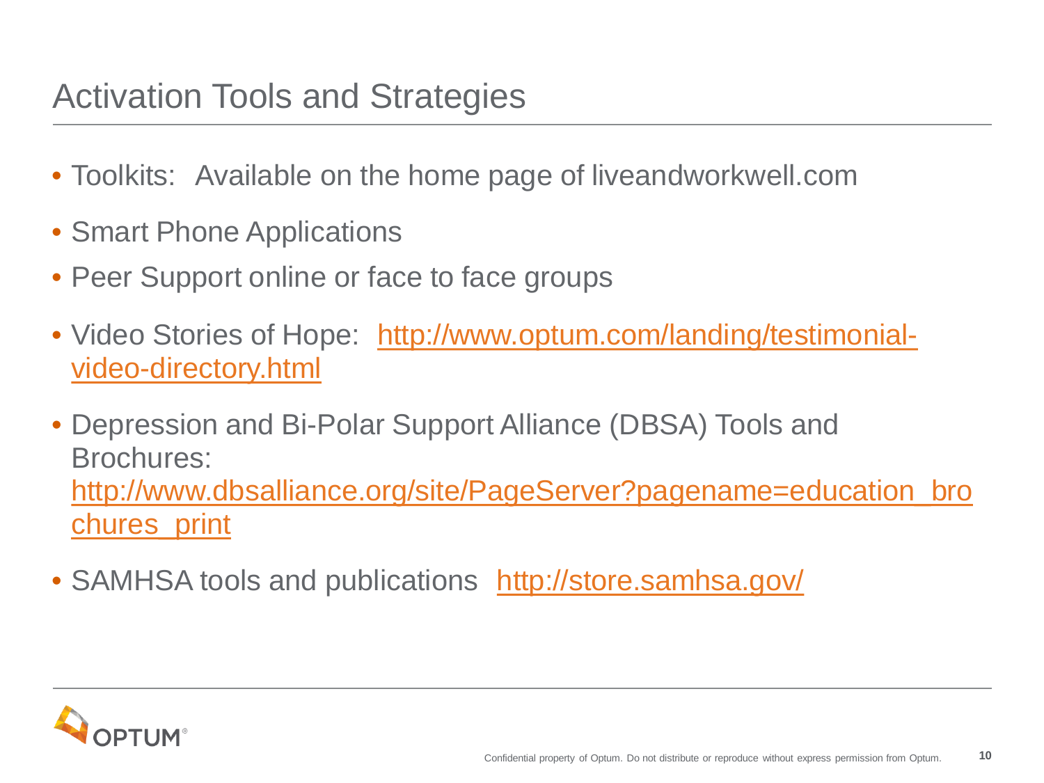# Activation Tools and Strategies

- Toolkits: Available on the home page of liveandworkwell.com
- Smart Phone Applications
- Peer Support online or face to face groups
- Video Stories of Hope: http://www.optum.com/landing/testimonial-video-directory.html
- Depression and Bi-Polar Support Alliance (DBSA) Tools and Brochures: http://www.dbsalliance.org/site/PageServer?pagename=education_brochures_print
- SAMHSA tools and publications http://store.samhsa.gov/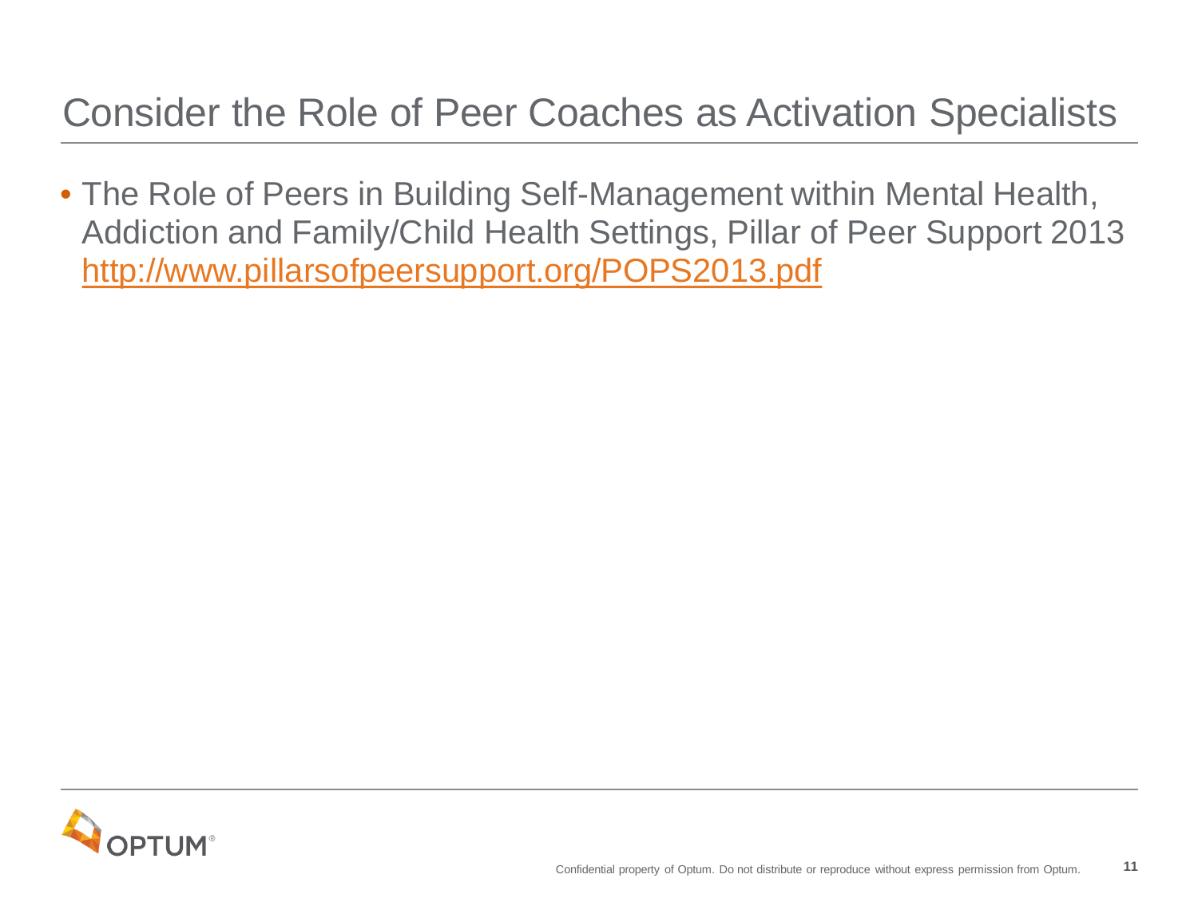# Consider the Role of Peer Coaches as Activation Specialists

- The Role of Peers in Building Self-Management within Mental Health, Addiction and Family/Child Health Settings, Pillar of Peer Support 2013 http://www.pillarsofpeersupport.org/POPS2013.pdf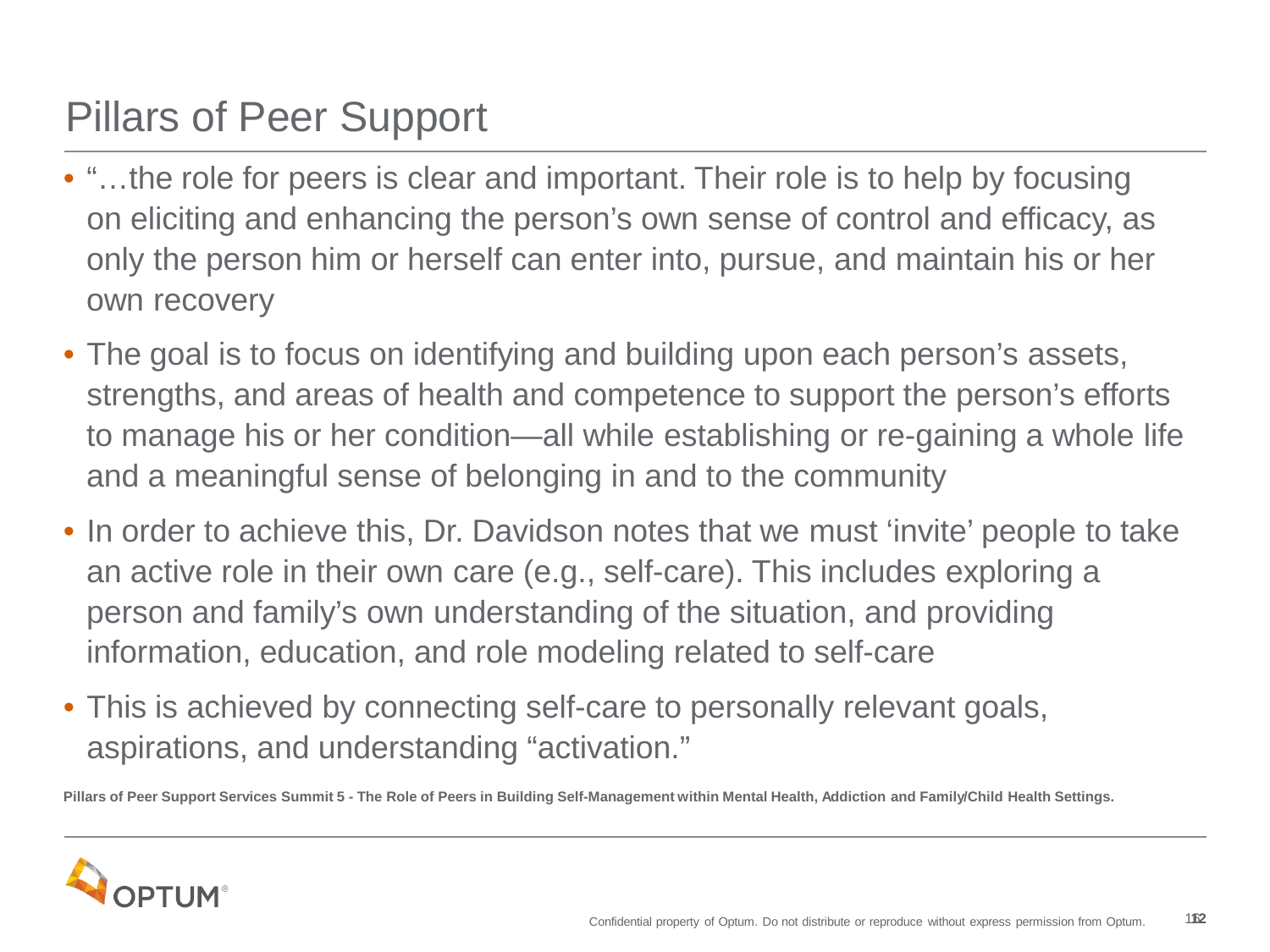# Pillars of Peer Support

- "…the role for peers is clear and important. Their role is to help by focusing on eliciting and enhancing the person's own sense of control and efficacy, as only the person him or herself can enter into, pursue, and maintain his or her own recovery
- The goal is to focus on identifying and building upon each person's assets, strengths, and areas of health and competence to support the person's efforts to manage his or her condition—all while establishing or re-gaining a whole life and a meaningful sense of belonging in and to the community
- In order to achieve this, Dr. Davidson notes that we must 'invite' people to take an active role in their own care (e.g., self-care). This includes exploring a person and family's own understanding of the situation, and providing information, education, and role modeling related to self-care
- This is achieved by connecting self-care to personally relevant goals, aspirations, and understanding "activation."

**Pillars of Peer Support Services Summit 5 - The Role of Peers in Building Self-Management within Mental Health, Addiction and Family/Child Health Settings.**

Confidential property of Optum. Do not distribute or reproduce without express permission from Optum.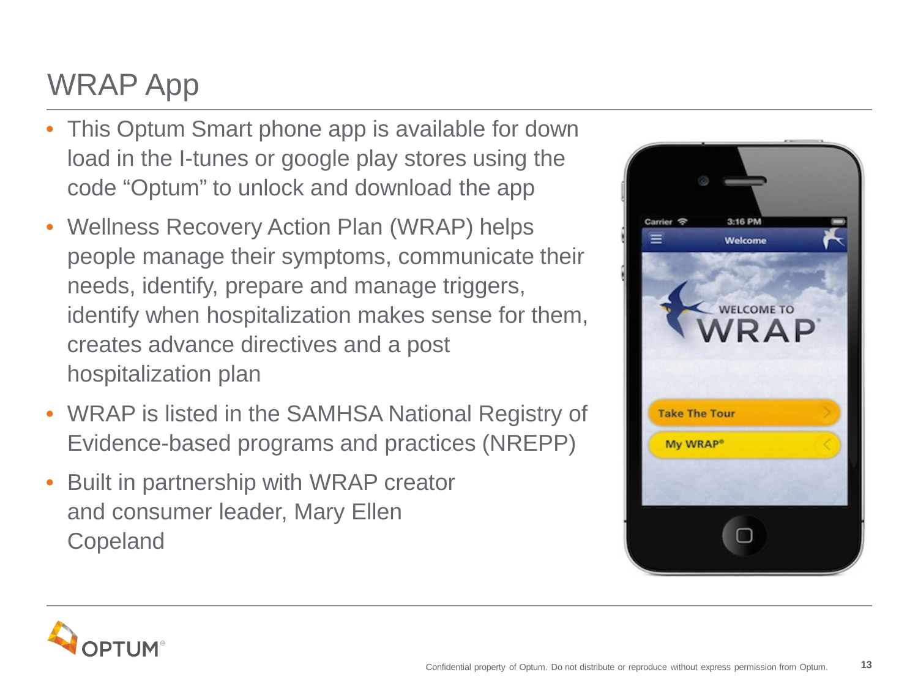# WRAP App

- This Optum Smart phone app is available for down load in the I-tunes or google play stores using the code “Optum” to unlock and download the app
- Wellness Recovery Action Plan (WRAP) helps people manage their symptoms, communicate their needs, identify, prepare and manage triggers, identify when hospitalization makes sense for them, creates advance directives and a post hospitalization plan
- WRAP is listed in the SAMHSA National Registry of Evidence-based programs and practices (NREPP)
- Built in partnership with WRAP creator and consumer leader, Mary Ellen Copeland

Confidential property of Optum. Do not distribute or reproduce without express permission from Optum.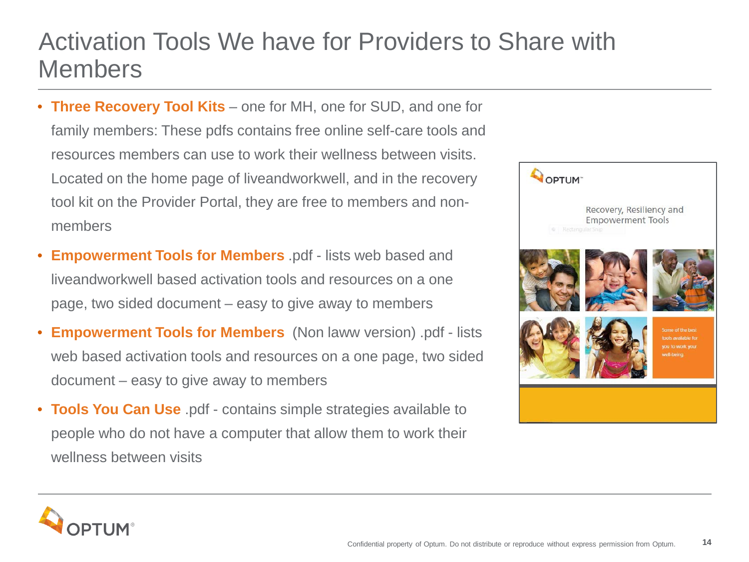# Activation Tools We have for Providers to Share with Members

- **Three Recovery Tool Kits** – one for MH, one for SUD, and one for family members: These pdfs contains free online self-care tools and resources members can use to work their wellness between visits. Located on the home page of liveandworkwell, and in the recovery tool kit on the Provider Portal, they are free to members and non-members
- **Empowerment Tools for Members** .pdf - lists web based and liveandworkwell based activation tools and resources on a one page, two sided document – easy to give away to members
- **Empowerment Tools for Members** (Non laww version) .pdf - lists web based activation tools and resources on a one page, two sided document – easy to give away to members
- **Tools You Can Use** .pdf - contains simple strategies available to people who do not have a computer that allow them to work their wellness between visits

Confidential property of Optum. Do not distribute or reproduce without express permission from Optum.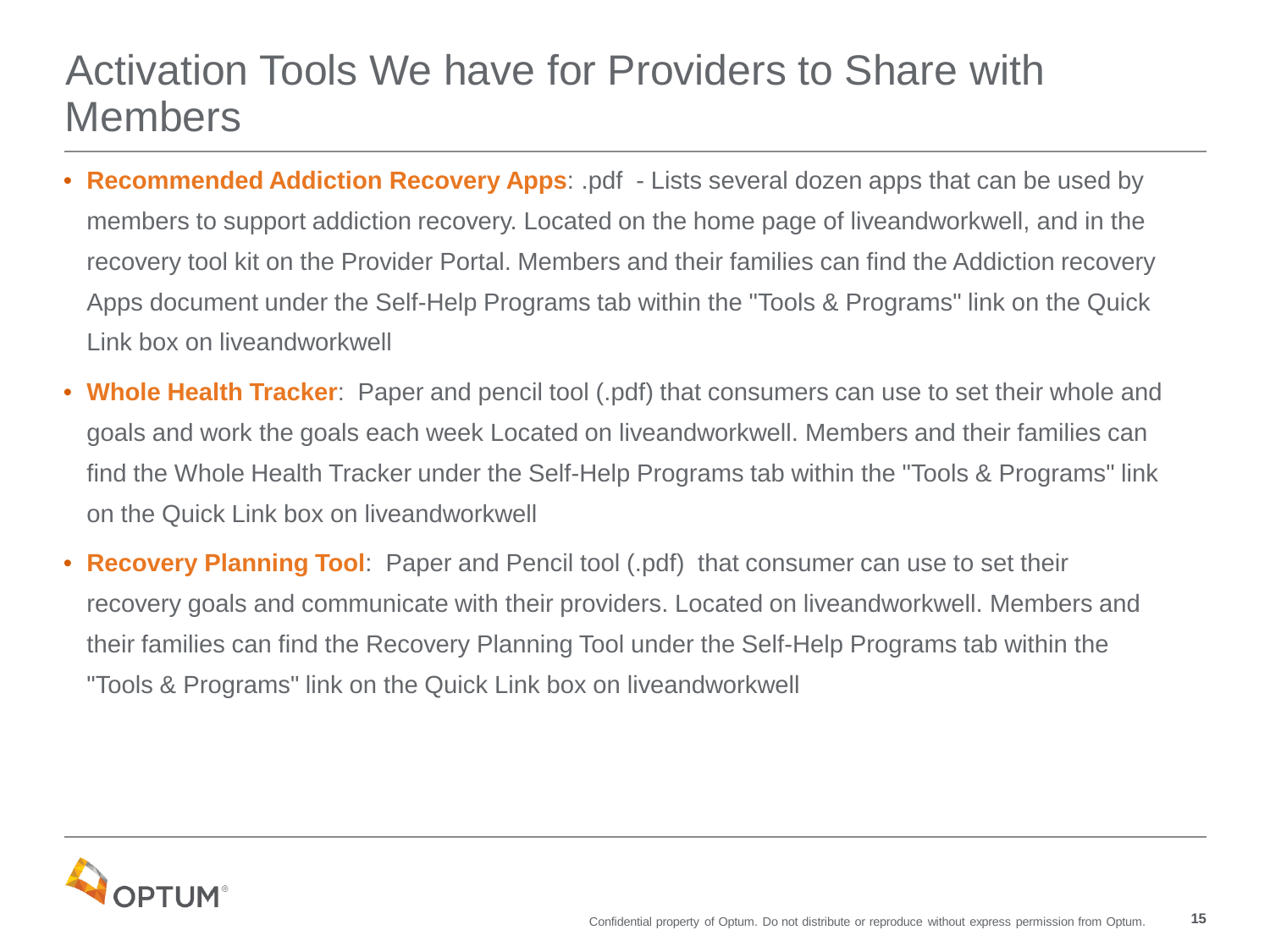# Activation Tools We have for Providers to Share with Members

- **Recommended Addiction Recovery Apps**: .pdf - Lists several dozen apps that can be used by members to support addiction recovery. Located on the home page of liveandworkwell, and in the recovery tool kit on the Provider Portal. Members and their families can find the Addiction recovery Apps document under the Self-Help Programs tab within the "Tools & Programs" link on the Quick Link box on liveandworkwell
- **Whole Health Tracker**: Paper and pencil tool (.pdf) that consumers can use to set their whole and goals and work the goals each week Located on liveandworkwell. Members and their families can find the Whole Health Tracker under the Self-Help Programs tab within the "Tools & Programs" link on the Quick Link box on liveandworkwell
- **Recovery Planning Tool**: Paper and Pencil tool (.pdf) that consumer can use to set their recovery goals and communicate with their providers. Located on liveandworkwell. Members and their families can find the Recovery Planning Tool under the Self-Help Programs tab within the "Tools & Programs" link on the Quick Link box on liveandworkwell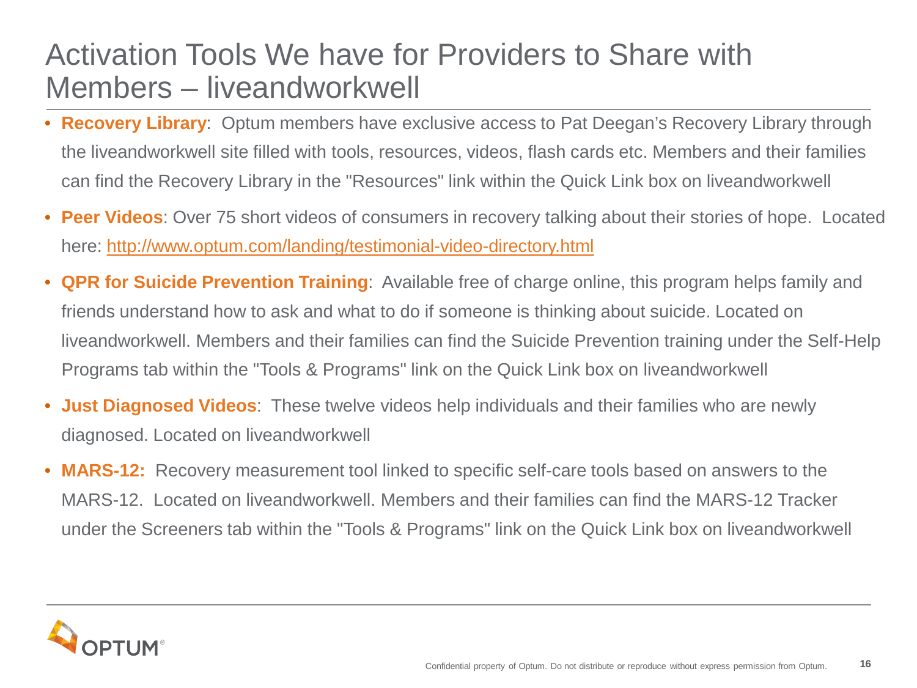# Activation Tools We have for Providers to Share with Members – liveandworkwell

- **Recovery Library**: Optum members have exclusive access to Pat Deegan's Recovery Library through the liveandworkwell site filled with tools, resources, videos, flash cards etc. Members and their families can find the Recovery Library in the "Resources" link within the Quick Link box on liveandworkwell
- **Peer Videos**: Over 75 short videos of consumers in recovery talking about their stories of hope. Located here: [http://www.optum.com/landing/testimonial-video-directory.html](http://www.optum.com/landing/testimonial-video-directory.html)
- **QPR for Suicide Prevention Training**: Available free of charge online, this program helps family and friends understand how to ask and what to do if someone is thinking about suicide. Located on liveandworkwell. Members and their families can find the Suicide Prevention training under the Self-Help Programs tab within the "Tools & Programs" link on the Quick Link box on liveandworkwell
- **Just Diagnosed Videos**: These twelve videos help individuals and their families who are newly diagnosed. Located on liveandworkwell
- **MARS-12:** Recovery measurement tool linked to specific self-care tools based on answers to the MARS-12. Located on liveandworkwell. Members and their families can find the MARS-12 Tracker under the Screeners tab within the "Tools & Programs" link on the Quick Link box on liveandworkwell

Confidential property of Optum. Do not distribute or reproduce without express permission from Optum.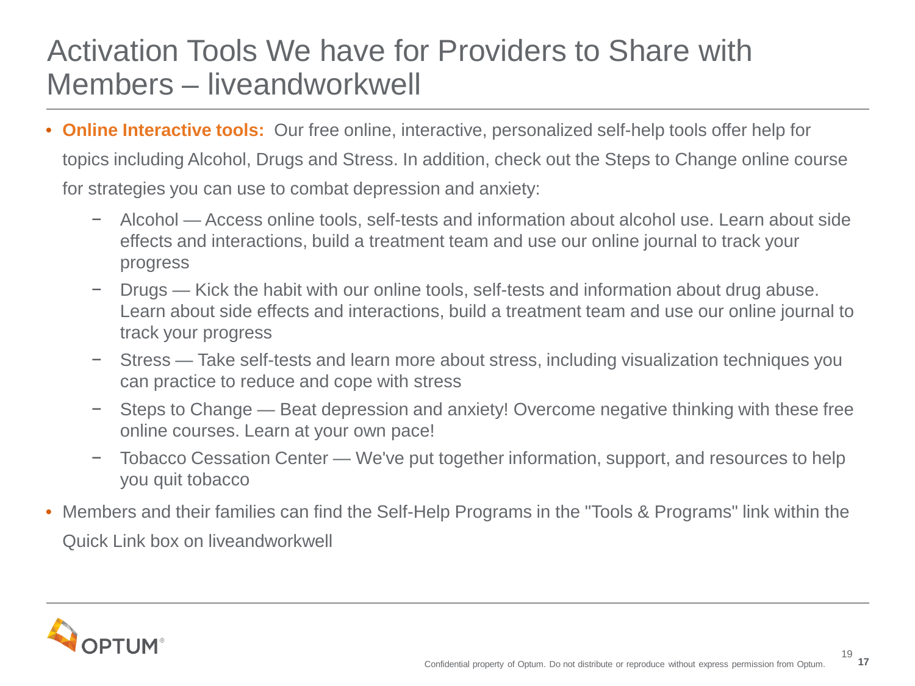# Activation Tools We have for Providers to Share with Members – liveandworkwell

- **Online Interactive tools:** Our free online, interactive, personalized self-help tools offer help for topics including Alcohol, Drugs and Stress. In addition, check out the Steps to Change online course for strategies you can use to combat depression and anxiety:
  - Alcohol — Access online tools, self-tests and information about alcohol use. Learn about side effects and interactions, build a treatment team and use our online journal to track your progress
  - Drugs — Kick the habit with our online tools, self-tests and information about drug abuse. Learn about side effects and interactions, build a treatment team and use our online journal to track your progress
  - Stress — Take self-tests and learn more about stress, including visualization techniques you can practice to reduce and cope with stress
  - Steps to Change — Beat depression and anxiety! Overcome negative thinking with these free online courses. Learn at your own pace!
  - Tobacco Cessation Center — We've put together information, support, and resources to help you quit tobacco
- Members and their families can find the Self-Help Programs in the "Tools & Programs" link within the Quick Link box on liveandworkwell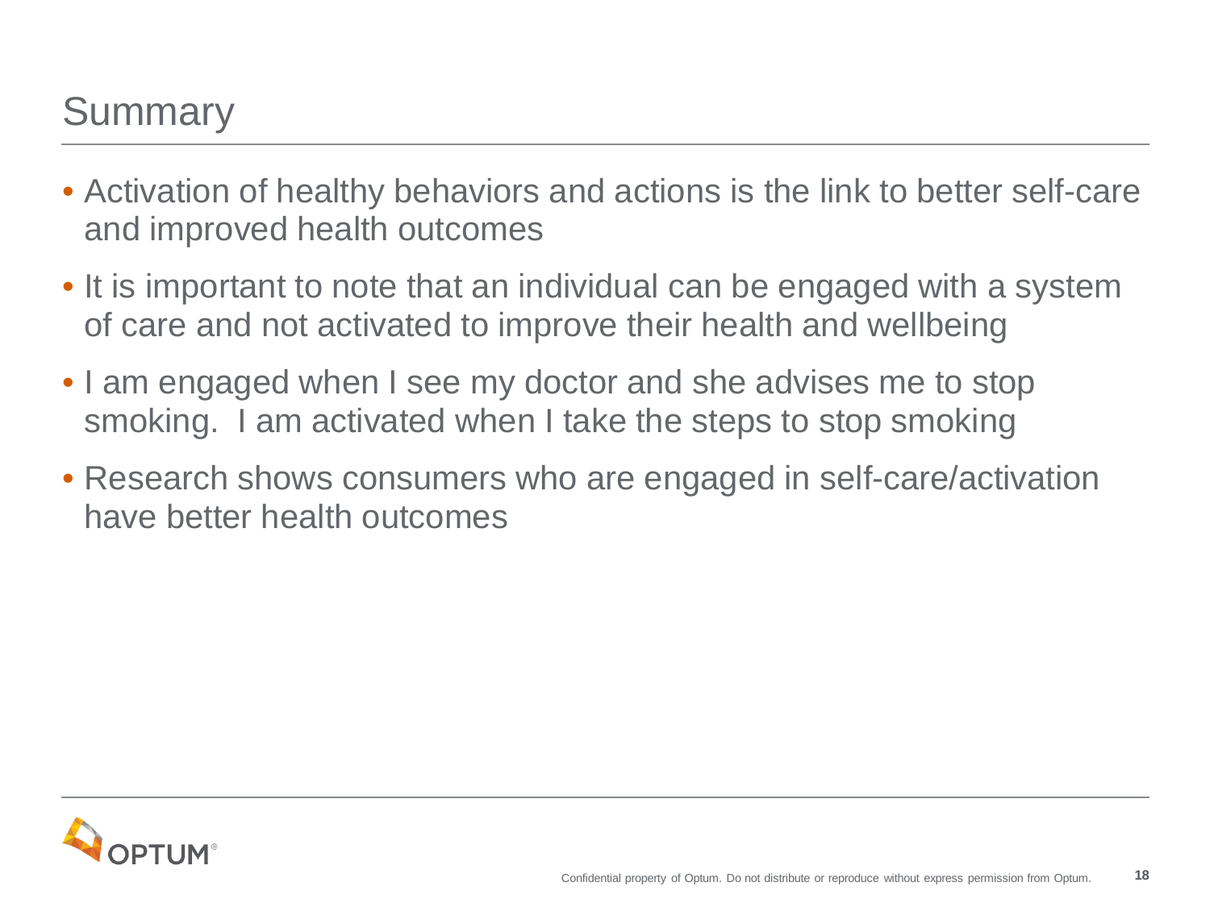# Summary

- Activation of healthy behaviors and actions is the link to better self-care and improved health outcomes
- It is important to note that an individual can be engaged with a system of care and not activated to improve their health and wellbeing
- I am engaged when I see my doctor and she advises me to stop smoking. I am activated when I take the steps to stop smoking
- Research shows consumers who are engaged in self-care/activation have better health outcomes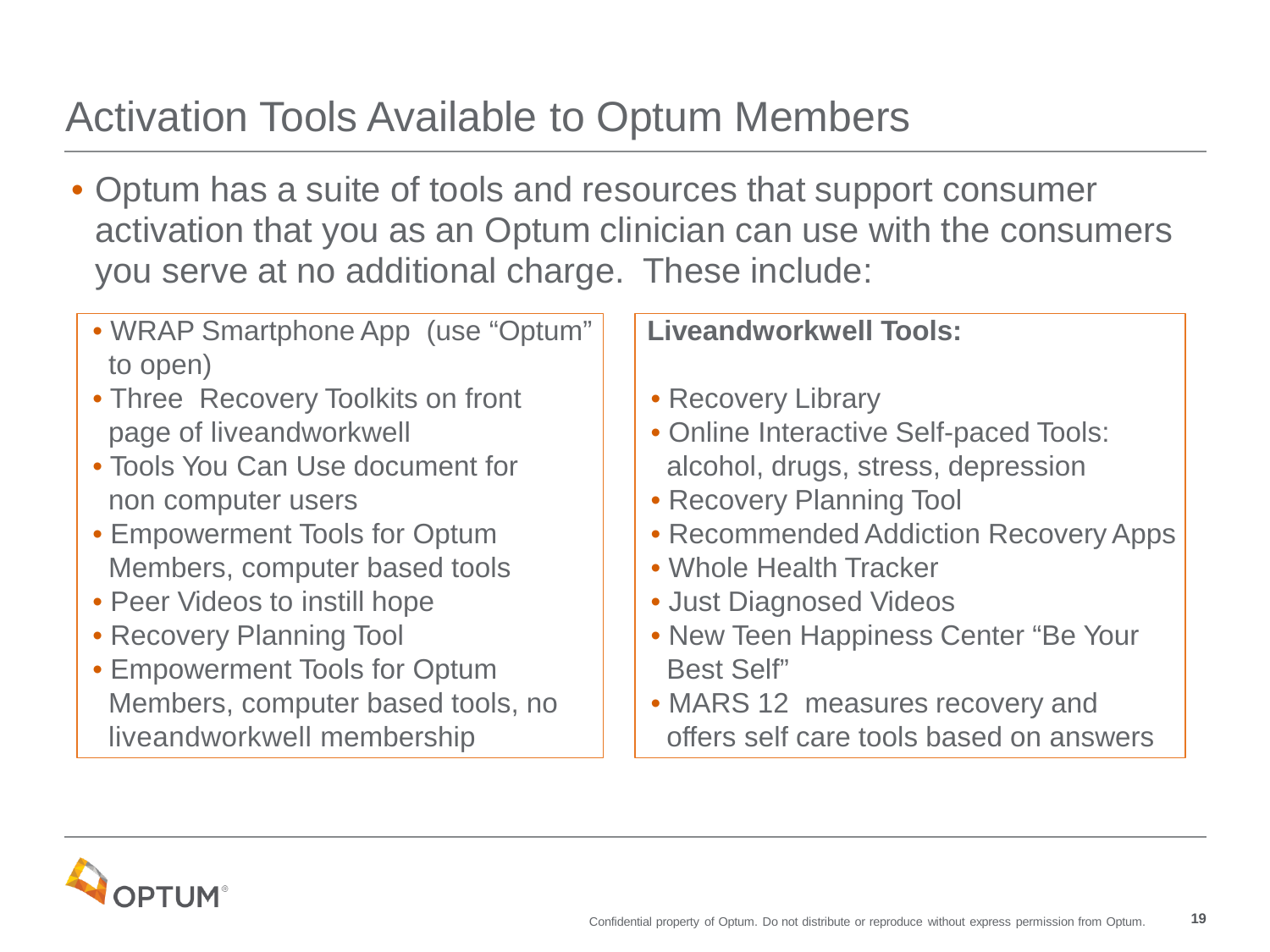# Activation Tools Available to Optum Members

- Optum has a suite of tools and resources that support consumer activation that you as an Optum clinician can use with the consumers you serve at no additional charge. These include:

- WRAP Smartphone App (use "Optum" to open)
- Three Recovery Toolkits on front page of liveandworkwell
- Tools You Can Use document for non computer users
- Empowerment Tools for Optum Members, computer based tools
- Peer Videos to instill hope
- Recovery Planning Tool
- Empowerment Tools for Optum Members, computer based tools, no liveandworkwell membership

**Liveandworkwell Tools:**

- Recovery Library
- Online Interactive Self-paced Tools: alcohol, drugs, stress, depression
- Recovery Planning Tool
- Recommended Addiction Recovery Apps
- Whole Health Tracker
- Just Diagnosed Videos
- New Teen Happiness Center "Be Your Best Self"
- MARS 12 measures recovery and offers self care tools based on answers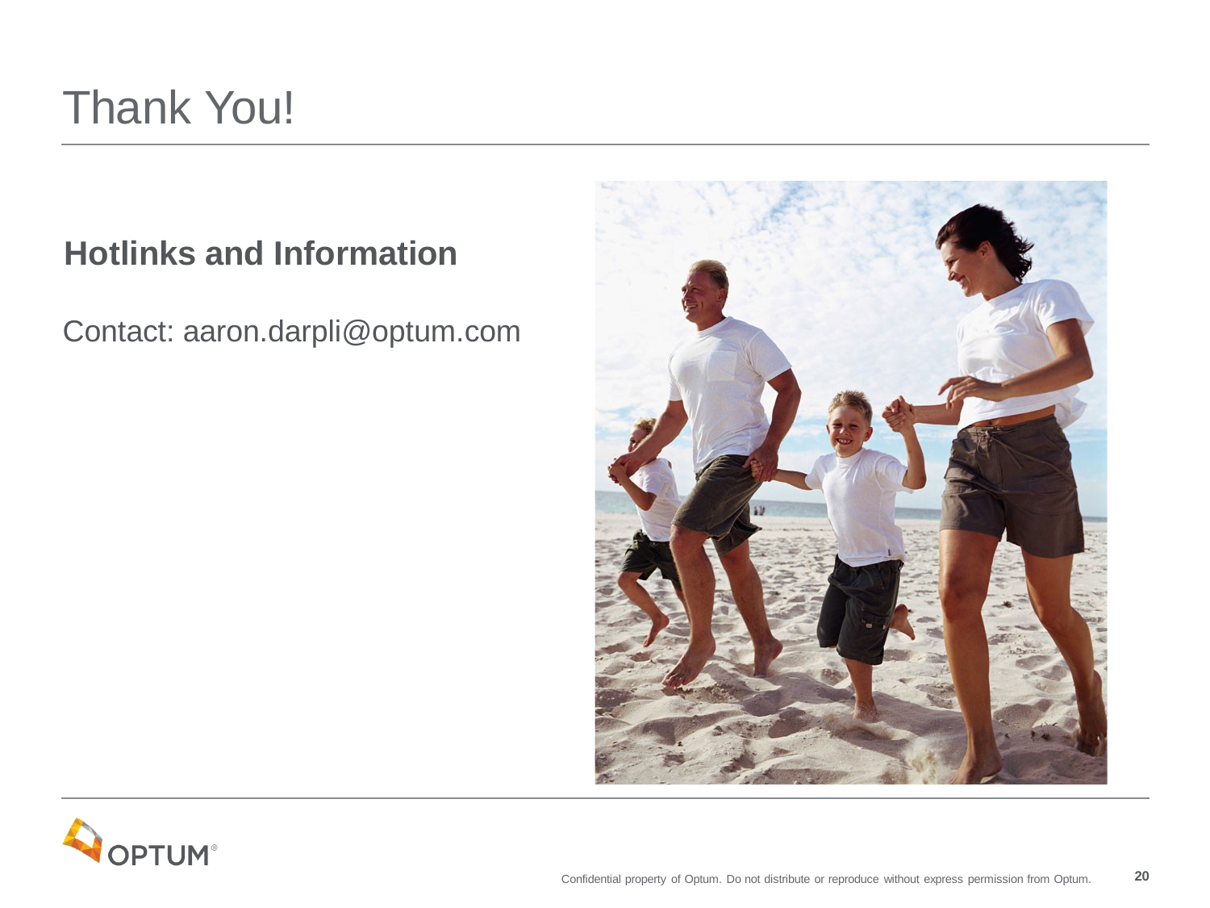# Thank You!

## Hotlinks and Information

Contact: aaron.darpli@optum.com